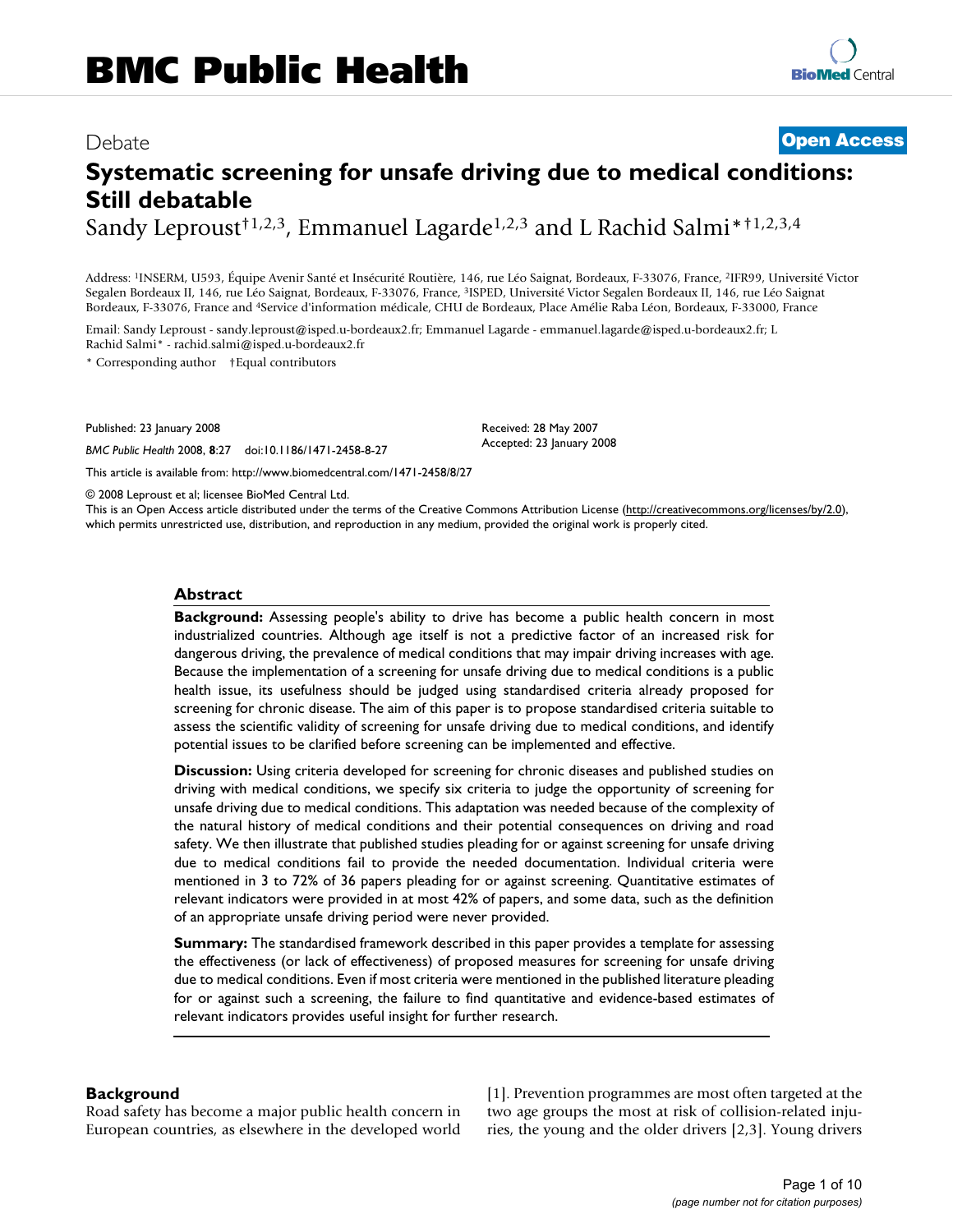Debate

**Open Access**

# Systematic screening for unsafe driving due to medical conditions: Still debatable

Sandy Leproust[†1,2,3], Emmanuel Lagarde[1,2,3] and L Rachid Salmi*[†1,2,3,4]

Address: [1]INSERM, U593, Équipe Avenir Santé et Insécurité Routière, 146, rue Léo Saignat, Bordeaux, F-33076, France, [2]IFR99, Université Victor Segalen Bordeaux II, 146, rue Léo Saignat, Bordeaux, F-33076, France, [3]ISPED, Université Victor Segalen Bordeaux II, 146, rue Léo Saignat Bordeaux, F-33076, France and [4]Service d'information médicale, CHU de Bordeaux, Place Amélie Raba Léon, Bordeaux, F-33000, France

Email: Sandy Leproust - sandy.leproust@isped.u-bordeaux2.fr; Emmanuel Lagarde - emmanuel.lagarde@isped.u-bordeaux2.fr; L Rachid Salmi* - rachid.salmi@isped.u-bordeaux2.fr

\* Corresponding author †Equal contributors

Published: 23 January 2008

*BMC Public Health* 2008, **8**:27 doi:10.1186/1471-2458-8-27

Received: 28 May 2007
Accepted: 23 January 2008

This article is available from: http://www.biomedcentral.com/1471-2458/8/27

© 2008 Leproust et al; licensee BioMed Central Ltd.
This is an Open Access article distributed under the terms of the Creative Commons Attribution License (http://creativecommons.org/licenses/by/2.0), which permits unrestricted use, distribution, and reproduction in any medium, provided the original work is properly cited.

## Abstract

**Background:** Assessing people's ability to drive has become a public health concern in most industrialized countries. Although age itself is not a predictive factor of an increased risk for dangerous driving, the prevalence of medical conditions that may impair driving increases with age. Because the implementation of a screening for unsafe driving due to medical conditions is a public health issue, its usefulness should be judged using standardised criteria already proposed for screening for chronic disease. The aim of this paper is to propose standardised criteria suitable to assess the scientific validity of screening for unsafe driving due to medical conditions, and identify potential issues to be clarified before screening can be implemented and effective.

**Discussion:** Using criteria developed for screening for chronic diseases and published studies on driving with medical conditions, we specify six criteria to judge the opportunity of screening for unsafe driving due to medical conditions. This adaptation was needed because of the complexity of the natural history of medical conditions and their potential consequences on driving and road safety. We then illustrate that published studies pleading for or against screening for unsafe driving due to medical conditions fail to provide the needed documentation. Individual criteria were mentioned in 3 to 72% of 36 papers pleading for or against screening. Quantitative estimates of relevant indicators were provided in at most 42% of papers, and some data, such as the definition of an appropriate unsafe driving period were never provided.

**Summary:** The standardised framework described in this paper provides a template for assessing the effectiveness (or lack of effectiveness) of proposed measures for screening for unsafe driving due to medical conditions. Even if most criteria were mentioned in the published literature pleading for or against such a screening, the failure to find quantitative and evidence-based estimates of relevant indicators provides useful insight for further research.

## Background

Road safety has become a major public health concern in European countries, as elsewhere in the developed world [1]. Prevention programmes are most often targeted at the two age groups the most at risk of collision-related injuries, the young and the older drivers [2,3]. Young drivers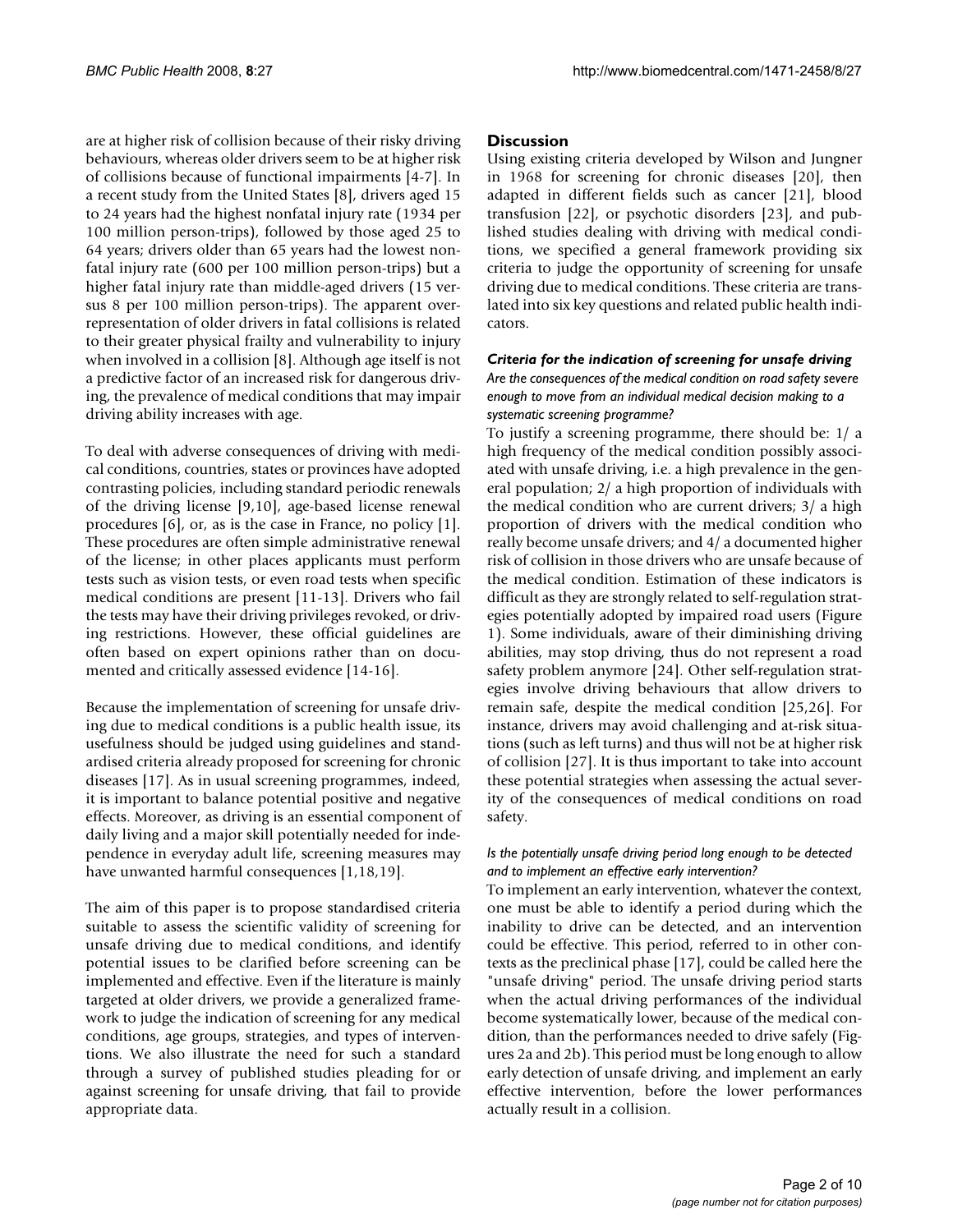are at higher risk of collision because of their risky driving behaviours, whereas older drivers seem to be at higher risk of collisions because of functional impairments [4-7]. In a recent study from the United States [8], drivers aged 15 to 24 years had the highest nonfatal injury rate (1934 per 100 million person-trips), followed by those aged 25 to 64 years; drivers older than 65 years had the lowest nonfatal injury rate (600 per 100 million person-trips) but a higher fatal injury rate than middle-aged drivers (15 versus 8 per 100 million person-trips). The apparent over-representation of older drivers in fatal collisions is related to their greater physical frailty and vulnerability to injury when involved in a collision [8]. Although age itself is not a predictive factor of an increased risk for dangerous driving, the prevalence of medical conditions that may impair driving ability increases with age.

To deal with adverse consequences of driving with medical conditions, countries, states or provinces have adopted contrasting policies, including standard periodic renewals of the driving license [9,10], age-based license renewal procedures [6], or, as is the case in France, no policy [1]. These procedures are often simple administrative renewal of the license; in other places applicants must perform tests such as vision tests, or even road tests when specific medical conditions are present [11-13]. Drivers who fail the tests may have their driving privileges revoked, or driving restrictions. However, these official guidelines are often based on expert opinions rather than on documented and critically assessed evidence [14-16].

Because the implementation of screening for unsafe driving due to medical conditions is a public health issue, its usefulness should be judged using guidelines and standardised criteria already proposed for screening for chronic diseases [17]. As in usual screening programmes, indeed, it is important to balance potential positive and negative effects. Moreover, as driving is an essential component of daily living and a major skill potentially needed for independence in everyday adult life, screening measures may have unwanted harmful consequences [1,18,19].

The aim of this paper is to propose standardised criteria suitable to assess the scientific validity of screening for unsafe driving due to medical conditions, and identify potential issues to be clarified before screening can be implemented and effective. Even if the literature is mainly targeted at older drivers, we provide a generalized framework to judge the indication of screening for any medical conditions, age groups, strategies, and types of interventions. We also illustrate the need for such a standard through a survey of published studies pleading for or against screening for unsafe driving, that fail to provide appropriate data.

## Discussion

Using existing criteria developed by Wilson and Jungner in 1968 for screening for chronic diseases [20], then adapted in different fields such as cancer [21], blood transfusion [22], or psychotic disorders [23], and published studies dealing with driving with medical conditions, we specified a general framework providing six criteria to judge the opportunity of screening for unsafe driving due to medical conditions. These criteria are translated into six key questions and related public health indicators.

### *Criteria for the indication of screening for unsafe driving*

*Are the consequences of the medical condition on road safety severe enough to move from an individual medical decision making to a systematic screening programme?*

To justify a screening programme, there should be: 1/ a high frequency of the medical condition possibly associated with unsafe driving, i.e. a high prevalence in the general population; 2/ a high proportion of individuals with the medical condition who are current drivers; 3/ a high proportion of drivers with the medical condition who really become unsafe drivers; and 4/ a documented higher risk of collision in those drivers who are unsafe because of the medical condition. Estimation of these indicators is difficult as they are strongly related to self-regulation strategies potentially adopted by impaired road users (Figure 1). Some individuals, aware of their diminishing driving abilities, may stop driving, thus do not represent a road safety problem anymore [24]. Other self-regulation strategies involve driving behaviours that allow drivers to remain safe, despite the medical condition [25,26]. For instance, drivers may avoid challenging and at-risk situations (such as left turns) and thus will not be at higher risk of collision [27]. It is thus important to take into account these potential strategies when assessing the actual severity of the consequences of medical conditions on road safety.

*Is the potentially unsafe driving period long enough to be detected and to implement an effective early intervention?*

To implement an early intervention, whatever the context, one must be able to identify a period during which the inability to drive can be detected, and an intervention could be effective. This period, referred to in other contexts as the preclinical phase [17], could be called here the "unsafe driving" period. The unsafe driving period starts when the actual driving performances of the individual become systematically lower, because of the medical condition, than the performances needed to drive safely (Figures 2a and 2b). This period must be long enough to allow early detection of unsafe driving, and implement an early effective intervention, before the lower performances actually result in a collision.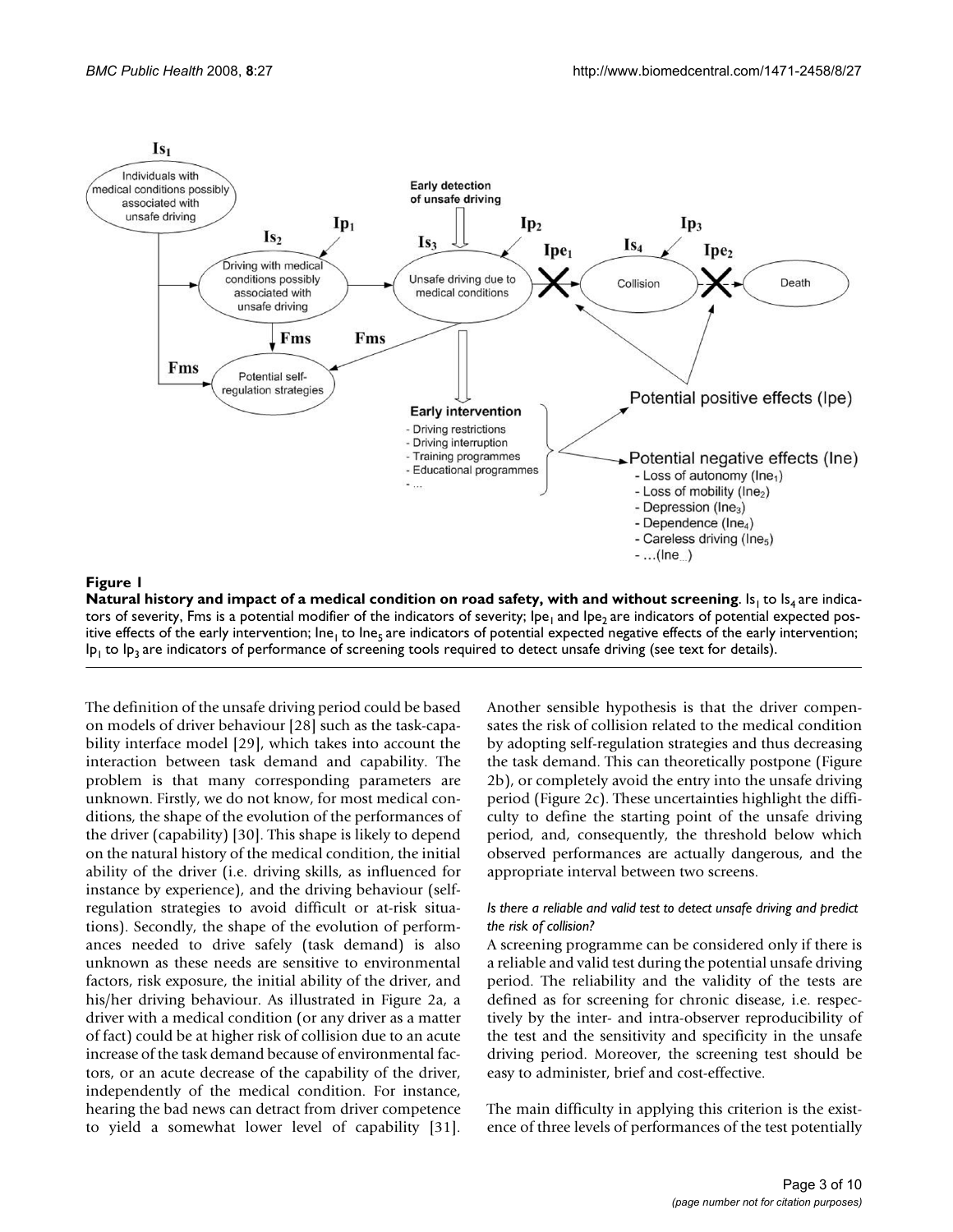**Figure 1**

**Natural history and impact of a medical condition on road safety, with and without screening**. $Is_1$ to $Is_4$ are indicators of severity, Fms is a potential modifier of the indicators of severity; $Ipe_1$ and $Ipe_2$ are indicators of potential expected positive effects of the early intervention; $Ine_1$ to $Ine_5$ are indicators of potential expected negative effects of the early intervention; $Ip_1$ to $Ip_3$ are indicators of performance of screening tools required to detect unsafe driving (see text for details).

The definition of the unsafe driving period could be based on models of driver behaviour [28] such as the task-capability interface model [29], which takes into account the interaction between task demand and capability. The problem is that many corresponding parameters are unknown. Firstly, we do not know, for most medical conditions, the shape of the evolution of the performances of the driver (capability) [30]. This shape is likely to depend on the natural history of the medical condition, the initial ability of the driver (i.e. driving skills, as influenced for instance by experience), and the driving behaviour (self-regulation strategies to avoid difficult or at-risk situations). Secondly, the shape of the performances needed to drive safely (task demand) is also unknown as these needs are sensitive to environmental factors, risk exposure, the initial ability of the driver, and his/her driving behaviour. As illustrated in Figure 2a, a driver with a medical condition (or any driver as a matter of fact) could be at higher risk of collision due to an acute increase of the task demand because of environmental factors, or an acute decrease of the capability of the driver, independently of the medical condition. For instance, hearing the bad news can detract from driver competence to yield a somewhat lower level of capability [31]. Another sensible hypothesis is that the driver compensates the risk of collision related to the medical condition by adopting self-regulation strategies and thus decreasing the task demand. This can theoretically postpone (Figure 2b), or completely avoid the entry into the unsafe driving period (Figure 2c). These uncertainties highlight the difficulty to define the starting point of the unsafe driving period, and, consequently, the threshold below which observed performances are actually dangerous, and the appropriate interval between two screens.

#### *Is there a reliable and valid test to detect unsafe driving and predict the risk of collision?*

A screening programme can be considered only if there is a reliable and valid test during the potential unsafe driving period. The reliability and the validity of the tests are defined as for screening for chronic disease, i.e. respectively by the inter- and intra-observer reproducibility of the test and the sensitivity and specificity in the unsafe driving period. Moreover, the screening test should be easy to administer, brief and cost-effective.

The main difficulty in applying this criterion is the existence of three levels of performances of the test potentially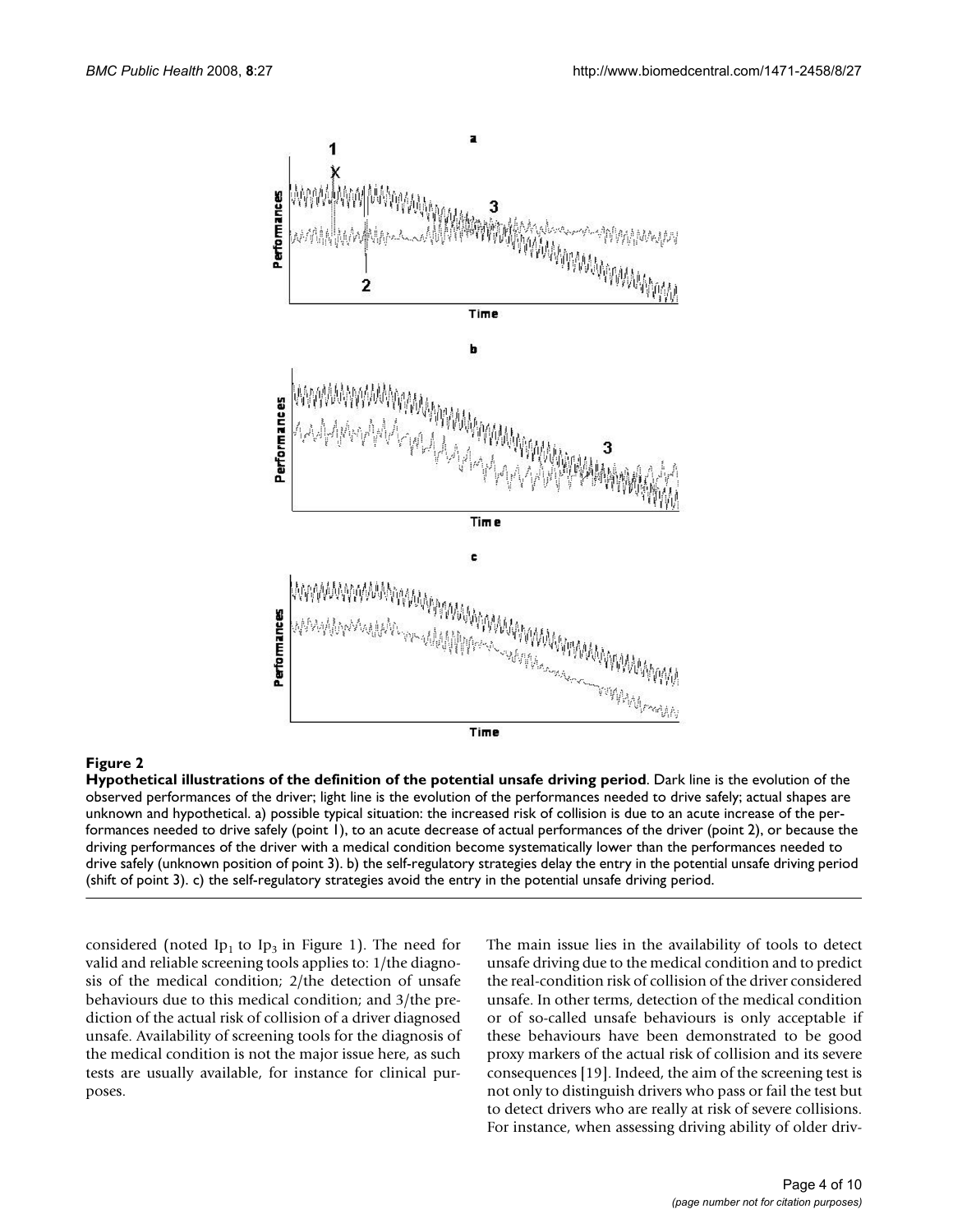**Figure 2**

**Hypothetical illustrations of the definition of the potential unsafe driving period**. Dark line is the evolution of the observed performances of the driver; light line is the evolution of the performances needed to drive safely; actual shapes are unknown and hypothetical. a) possible typical situation: the increased risk of collision is due to an acute increase of the performances needed to drive safely (point 1), to an acute decrease of actual performances of the driver (point 2), or because the driving performances of the driver with a medical condition become systematically lower than the performances needed to drive safely (unknown position of point 3). b) the self-regulatory strategies delay the entry in the potential unsafe driving period (shift of point 3). c) the self-regulatory strategies avoid the entry in the potential unsafe driving period.

considered (noted $Ip_1$ to $Ip_3$ in Figure 1). The need for valid and reliable screening tools applies to: 1/the diagnosis of the medical condition; 2/the detection of unsafe behaviours due to this medical condition; and 3/the prediction of the actual risk of collision of a driver diagnosed unsafe. Availability of screening tools for the diagnosis of the medical condition is not the major issue here, as such tests are usually available, for instance for clinical purposes.

The main issue lies in the availability of tools to detect unsafe driving due to the medical condition and to predict the real-condition risk of collision of the driver considered unsafe. In other terms, detection of the medical condition or of so-called unsafe behaviours is only acceptable if these behaviours have been demonstrated to be good proxy markers of the actual risk of collision and its severe consequences [19]. Indeed, the aim of the screening test is not only to distinguish drivers who pass or fail the test but to detect drivers who are really at risk of severe collisions. For instance, when assessing driving ability of older driv-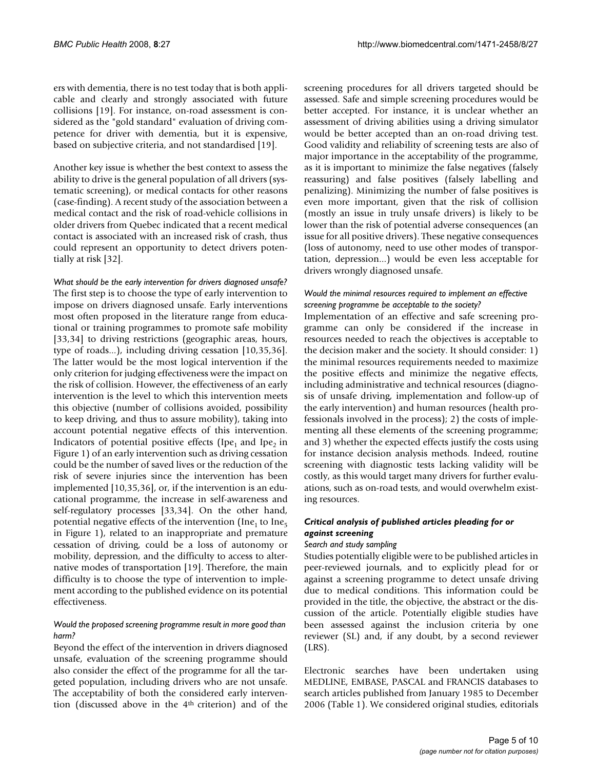ers with dementia, there is no test today that is both applicable and clearly and strongly associated with future collisions [19]. For instance, on-road assessment is considered as the "gold standard" evaluation of driving competence for driver with dementia, but it is expensive, based on subjective criteria, and not standardised [19].

Another key issue is whether the best context to assess the ability to drive is the general population of all drivers (systematic screening), or medical contacts for other reasons (case-finding). A recent study of the association between a medical contact and the risk of road-vehicle collisions in older drivers from Quebec indicated that a recent medical contact is associated with an increased risk of crash, thus could represent an opportunity to detect drivers potentially at risk [32].

#### *What should be the early intervention for drivers diagnosed unsafe?*

The first step is to choose the type of early intervention to impose on drivers diagnosed unsafe. Early interventions most often proposed in the literature range from educational or training programmes to promote safe mobility [33,34] to driving restrictions (geographic areas, hours, type of roads...), including driving cessation [10,35,36]. The latter would be the most logical intervention if the only criterion for judging effectiveness were the impact on the risk of collision. However, the effectiveness of an early intervention is the level to which this intervention meets this objective (number of collisions avoided, possibility to keep driving, and thus to assure mobility), taking into account potential negative effects of this intervention. Indicators of potential positive effects ($Ipe_1$ and $Ipe_2$ in Figure 1) of an early intervention such as driving cessation could be the number of saved lives or the reduction of the risk of severe injuries since the intervention has been implemented [10,35,36], or, if the intervention is an educational programme, the increase in self-awareness and self-regulatory processes [33,34]. On the other hand, potential negative effects of the intervention ($Ine_1$ to $Ine_5$ in Figure 1), related to an inappropriate and premature cessation of driving, could be a loss of autonomy or mobility, depression, and the difficulty to access to alternative modes of transportation [19]. Therefore, the main difficulty is to choose the type of intervention to implement according to the published evidence on its potential effectiveness.

#### *Would the proposed screening programme result in more good than harm?*

Beyond the effect of the intervention in drivers diagnosed unsafe, evaluation of the screening programme should also consider the effect of the programme for all the targeted population, including drivers who are not unsafe. The acceptability of both the considered early intervention (discussed above in the 4th criterion) and of the screening procedures for all drivers targeted should be assessed. Safe and simple screening procedures would be better accepted. For instance, it is unclear whether an assessment of driving abilities using a driving simulator would be better accepted than an on-road driving test. Good validity and reliability of screening tests are also of major importance in the acceptability of the programme, as it is important to minimize the false negatives (falsely reassuring) and false positives (falsely labelling and penalizing). Minimizing the number of false positives is even more important, given that the risk of collision (mostly an issue in truly unsafe drivers) is likely to be lower than the risk of potential adverse consequences (an issue for all positive drivers). These negative consequences (loss of autonomy, need to use other modes of transportation, depression...) would be even less acceptable for drivers wrongly diagnosed unsafe.

#### *Would the minimal resources required to implement an effective screening programme be acceptable to the society?*

Implementation of an effective and safe screening programme can only be considered if the increase in resources needed to reach the objectives is acceptable to the decision maker and the society. It should consider: 1) the minimal resources requirements needed to maximize the positive effects and minimize the negative effects, including administrative and technical resources (diagnosis of unsafe driving, implementation and follow-up of the early intervention) and human resources (health professionals involved in the process); 2) the costs of implementing all these elements of the screening programme; and 3) whether the expected effects justify the costs using for instance decision analysis methods. Indeed, routine screening with diagnostic tests lacking validity will be costly, as this would target many drivers for further evaluations, such as on-road tests, and would overwhelm existing resources.

### *Critical analysis of published articles pleading for or against screening*

#### *Search and study sampling*

Studies potentially eligible were to be published articles in peer-reviewed journals, and to explicitly plead for or against a screening programme to detect unsafe driving due to medical conditions. This information could be provided in the title, the objective, the abstract or the discussion of the article. Potentially eligible studies have been assessed against the inclusion criteria by one reviewer (SL) and, if any doubt, by a second reviewer (LRS).

Electronic searches have been undertaken using MEDLINE, EMBASE, PASCAL and FRANCIS databases to search articles published from January 1985 to December 2006 (Table 1). We considered original studies, editorials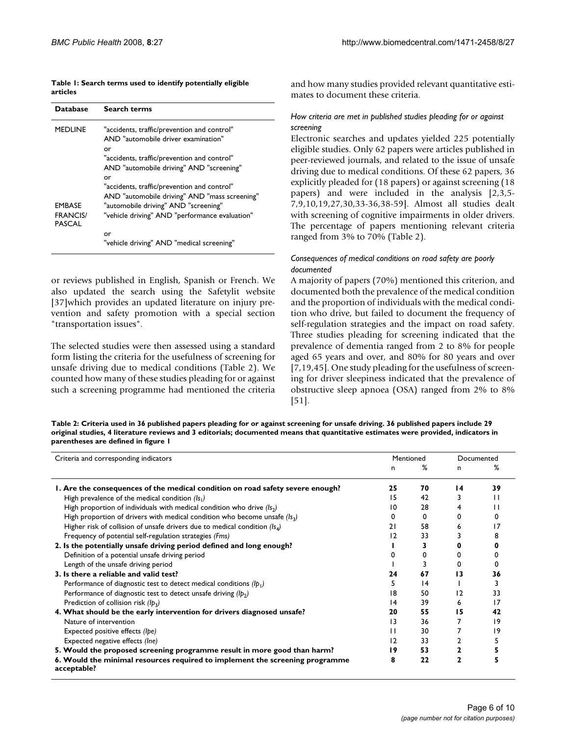**Table 1: Search terms used to identify potentially eligible articles**

| Database | Search terms |
| --- | --- |
| MEDLINE | "accidents, traffic/prevention and control" AND "automobile driver examination" or "accidents, traffic/prevention and control" AND "automobile driving" AND "screening" or "accidents, traffic/prevention and control" AND "automobile driving" AND "mass screening" |
| EMBASE | "automobile driving" AND "screening" |
| FRANCIS/ PASCAL | "vehicle driving" AND "performance evaluation" or "vehicle driving" AND "medical screening" |

or reviews published in English, Spanish or French. We also updated the search using the Safetylit website [37]which provides an updated literature on injury prevention and safety promotion with a special section "transportation issues".

The selected studies were then assessed using a standard form listing the criteria for the usefulness of screening for unsafe driving due to medical conditions (Table 2). We counted how many of these studies pleading for or against such a screening programme had mentioned the criteria and how many studies provided relevant quantitative estimates to document these criteria.

#### *How criteria are met in published studies pleading for or against screening*

Electronic searches and updates yielded 225 potentially eligible studies. Only 62 papers were articles published in peer-reviewed journals, and related to the issue of unsafe driving due to medical conditions. Of these 62 papers, 36 explicitly pleaded for (18 papers) or against screening (18 papers) and were included in the analysis [2,3,5-7,9,10,19,27,30,33-36,38-59]. Almost all studies dealt with screening of cognitive impairments in older drivers. The percentage of papers mentioning relevant criteria ranged from 3% to 70% (Table 2).

#### *Consequences of medical conditions on road safety are poorly documented*

A majority of papers (70%) mentioned this criterion, and documented both the prevalence of the medical condition and the proportion of individuals with the medical condition who drive, but failed to document the frequency of self-regulation strategies and the impact on road safety. Three studies pleading for screening indicated that the prevalence of dementia ranged from 2 to 8% for people aged 65 years and over, and 80% for 80 years and over [7,19,45]. One study pleading for the usefulness of screening for driver sleepiness indicated that the prevalence of obstructive sleep apnoea (OSA) ranged from 2% to 8% [51].

**Table 2: Criteria used in 36 published papers pleading for or against screening for unsafe driving. 36 published papers include 29 original studies, 4 literature reviews and 3 editorials; documented means that quantitative estimates were provided, indicators in parentheses are defined in figure 1**

| Criteria and corresponding indicators | Mentioned | | Documented | |
| --- | --- | --- | --- | --- |
| | n | % | n | % |
| **1. Are the consequences of the medical condition on road safety severe enough?** | **25** | **70** | **14** | **39** |
| High prevalence of the medical condition *($Is_1$)* | 15 | 42 | 3 | 11 |
| High proportion of individuals with medical condition who drive *($Is_2$)* | 10 | 28 | 4 | 11 |
| High proportion of drivers with medical condition who become unsafe *($Is_3$)* | 0 | 0 | 0 | 0 |
| Higher risk of collision of unsafe drivers due to medical condition *($Is_4$)* | 21 | 58 | 6 | 17 |
| Frequency of potential self-regulation strategies *(Fms)* | 12 | 33 | 3 | 8 |
| **2. Is the potentially unsafe driving period defined and long enough?** | **1** | **3** | **0** | **0** |
| Definition of a potential unsafe driving period | 0 | 0 | 0 | 0 |
| Length of the unsafe driving period | 1 | 3 | 0 | 0 |
| **3. Is there a reliable and valid test?** | **24** | **67** | **13** | **36** |
| Performance of diagnostic test to detect medical conditions *($Ip_1$)* | 5 | 14 | 1 | 3 |
| Performance of diagnostic test to detect unsafe driving *($Ip_2$)* | 18 | 50 | 12 | 33 |
| Prediction of collision risk *($Ip_3$)* | 14 | 39 | 6 | 17 |
| **4. What should be the early intervention for drivers diagnosed unsafe?** | **20** | **55** | **15** | **42** |
| Nature of intervention | 13 | 36 | 7 | 19 |
| Expected positive effects *(Ipe)* | 11 | 30 | 7 | 19 |
| Expected negative effects *(Ine)* | 12 | 33 | 2 | 5 |
| **5. Would the proposed screening programme result in more good than harm?** | **19** | **53** | **2** | **5** |
| **6. Would the minimal resources required to implement the screening programme acceptable?** | **8** | **22** | **2** | **5** |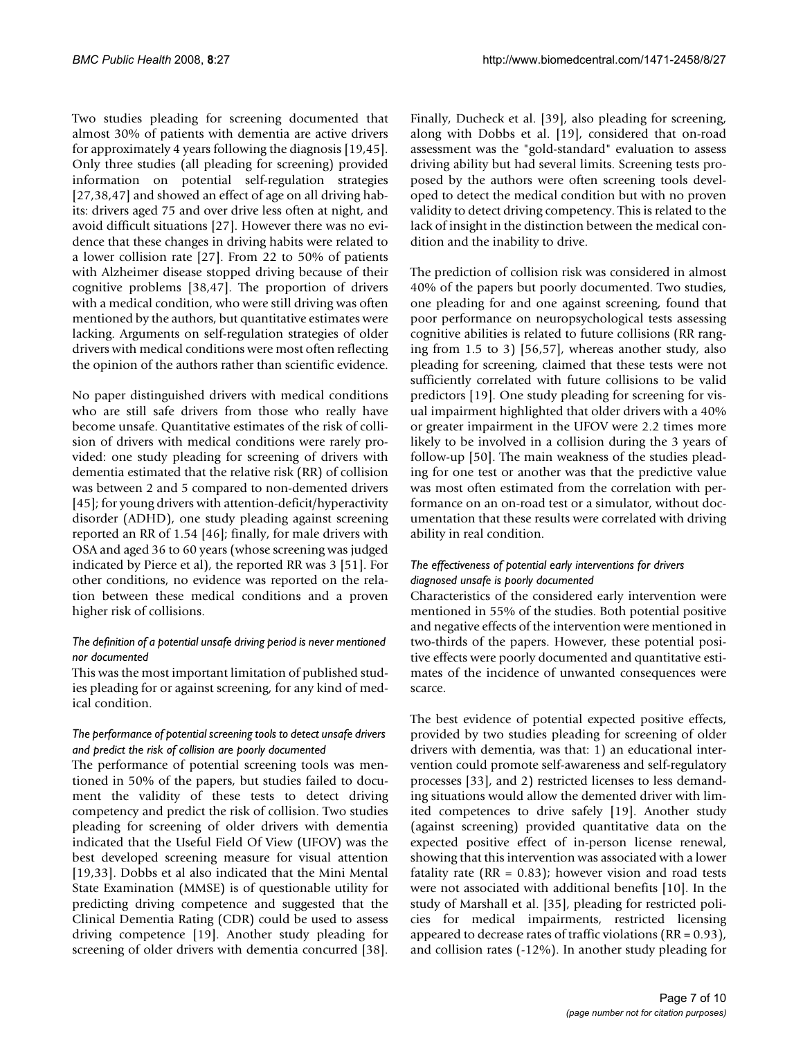Two studies pleading for screening documented that almost 30% of patients with dementia are active drivers for approximately 4 years following the diagnosis [19,45]. Only three studies (all pleading for screening) provided information on potential self-regulation strategies [27,38,47] and showed an effect of age on all driving habits: drivers aged 75 and over drive less often at night, and avoid difficult situations [27]. However there was no evidence that these changes in driving habits were related to a lower collision rate [27]. From 22 to 50% of patients with Alzheimer disease stopped driving because of their cognitive problems [38,47]. The proportion of drivers with a medical condition, who were still driving was often mentioned by the authors, but quantitative estimates were lacking. Arguments on self-regulation strategies of older drivers with medical conditions were most often reflecting the opinion of the authors rather than scientific evidence.

No paper distinguished drivers with medical conditions who are still safe drivers from those who really have become unsafe. Quantitative estimates of the risk of collision of drivers with medical conditions were rarely provided: one study pleading for screening of drivers with dementia estimated that the relative risk (RR) of collision was between 2 and 5 compared to non-demented drivers [45]; for young drivers with attention-deficit/hyperactivity disorder (ADHD), one study pleading against screening reported an RR of 1.54 [46]; finally, for male drivers with OSA and aged 36 to 60 years (whose screening was judged indicated by Pierce et al), the reported RR was 3 [51]. For other conditions, no evidence was reported on the relation between these medical conditions and a proven higher risk of collisions.

#### *The definition of a potential unsafe driving period is never mentioned nor documented*

This was the most important limitation of published studies pleading for or against screening, for any kind of medical condition.

#### *The performance of potential screening tools to detect unsafe drivers and predict the risk of collision are poorly documented*

The performance of potential screening tools was mentioned in 50% of the papers, but studies failed to document the validity of these tests to detect driving competency and predict the risk of collision. Two studies pleading for screening of older drivers with dementia indicated that the Useful Field Of View (UFOV) was the best developed screening measure for visual attention [19,33]. Dobbs et al also indicated that the Mini Mental State Examination (MMSE) is of questionable utility for predicting driving competence and suggested that the Clinical Dementia Rating (CDR) could be used to assess driving competence [19]. Another study pleading for screening of older drivers with dementia concurred [38]. Finally, Ducheck et al. [39], also pleading for screening, along with Dobbs et al. [19], considered that on-road assessment was the "gold-standard" evaluation to assess driving ability but had several limits. Screening tests proposed by the authors were often screening tools developed to detect the medical condition but with no proven validity to detect driving competency. This is related to the lack of insight in the distinction between the medical condition and the inability to drive.

The prediction of collision risk was considered in almost 40% of the papers but poorly documented. Two studies, one pleading for and one against screening, found that poor performance on neuropsychological tests assessing cognitive abilities is related to future collisions (RR ranging from 1.5 to 3) [56,57], whereas another study, also pleading for screening, claimed that these tests were not sufficiently correlated with future collisions to be valid predictors [19]. One study pleading for screening for visual impairment highlighted that older drivers with a 40% or greater impairment in the UFOV were 2.2 times more likely to be involved in a collision during the 3 years of follow-up [50]. The main weakness of the studies pleading for one test or another was that the predictive value was most often estimated from the correlation with performance on an on-road test or a simulator, without documentation that these results were correlated with driving ability in real condition.

#### *The effectiveness of potential early interventions for drivers diagnosed unsafe is poorly documented*

Characteristics of the considered early intervention were mentioned in 55% of the studies. Both potential positive and negative effects of the intervention were mentioned in two-thirds of the papers. However, these potential positive effects were poorly documented and quantitative estimates of the incidence of unwanted consequences were scarce.

The best evidence of potential expected positive effects, provided by two studies pleading for screening of older drivers with dementia, was that: 1) an educational intervention could promote self-awareness and self-regulatory processes [33], and 2) restricted licenses to less demanding situations would allow the demented driver with limited competences to drive safely [19]. Another study (against screening) provided quantitative data on the expected positive effect of in-person license renewal, showing that this intervention was associated with a lower fatality rate (RR = 0.83); however vision and road tests were not associated with additional benefits [10]. In the study of Marshall et al. [35], pleading for restricted policies for medical impairments, restricted licensing appeared to decrease rates of traffic violations (RR = 0.93), and collision rates (-12%). In another study pleading for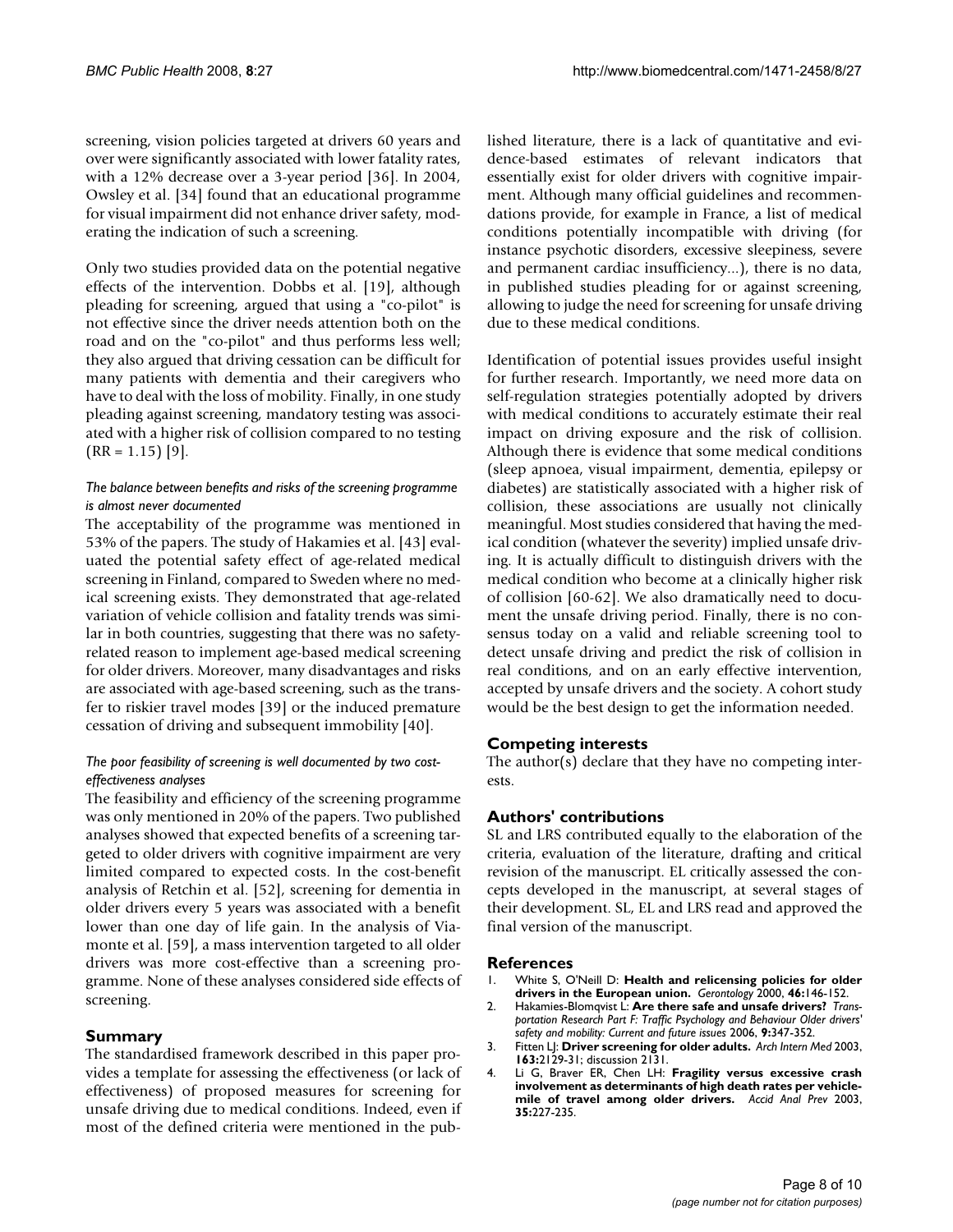screening, vision policies targeted at drivers 60 years and over were significantly associated with lower fatality rates, with a 12% decrease over a 3-year period [36]. In 2004, Owsley et al. [34] found that an educational programme for visual impairment did not enhance driver safety, moderating the indication of such a screening.

Only two studies provided data on the potential negative effects of the intervention. Dobbs et al. [19], although pleading for screening, argued that using a "co-pilot" is not effective since the driver needs attention both on the road and on the "co-pilot" and thus performs less well; they also argued that driving cessation can be difficult for many patients with dementia and their caregivers who have to deal with the loss of mobility. Finally, in one study pleading against screening, mandatory testing was associated with a higher risk of collision compared to no testing (RR = 1.15) [9].

#### *The balance between benefits and risks of the screening programme is almost never documented*

The acceptability of the programme was mentioned in 53% of the papers. The study of Hakamies et al. [43] evaluated the potential safety effect of age-related medical screening in Finland, compared to Sweden where no medical screening exists. They demonstrated that age-related variation of vehicle collision and fatality trends was similar in both countries, suggesting that there was no safety-related reason to implement age-based medical screening for older drivers. Moreover, many disadvantages and risks are associated with age-based screening, such as the transfer to riskier travel modes [39] or the induced premature cessation of driving and subsequent immobility [40].

#### *The poor feasibility of screening is well documented by two cost-effectiveness analyses*

The feasibility and efficiency of the screening programme was only mentioned in 20% of the papers. Two published analyses showed that expected benefits of a screening targeted to older drivers with cognitive impairment are very limited compared to expected costs. In the cost-benefit analysis of Retchin et al. [52], screening for dementia in older drivers every 5 years was associated with a benefit lower than one day of life gain. In the analysis of Viamonte et al. [59], a mass intervention targeted to all older drivers was more cost-effective than a screening programme. None of these analyses considered side effects of screening.

## Summary

The standardised framework described in this paper provides a template for assessing the effectiveness (or lack of effectiveness) of proposed measures for screening for unsafe driving due to medical conditions. Indeed, even if most of the defined criteria were mentioned in the published literature, there is a lack of quantitative and evidence-based estimates of relevant indicators that essentially exist for older drivers with cognitive impairment. Although many official guidelines and recommendations provide, for example in France, a list of medical conditions potentially incompatible with driving (for instance psychotic disorders, excessive sleepiness, severe and permanent cardiac insufficiency...), there is no data, in published studies pleading for or against screening, allowing to judge the need for screening for unsafe driving due to these medical conditions.

Identification of potential issues provides useful insight for further research. Importantly, we need more data on self-regulation strategies potentially adopted by drivers with medical conditions to accurately estimate their real impact on driving exposure and the risk of collision. Although there is evidence that some medical conditions (sleep apnoea, visual impairment, dementia, epilepsy or diabetes) are statistically associated with a higher risk of collision, these associations are usually not clinically meaningful. Most studies considered that having the medical condition (whatever the severity) implied unsafe driving. It is actually difficult to distinguish drivers with the medical condition who become at a clinically higher risk of collision [60-62]. We also dramatically need to document the unsafe driving period. Finally, there is no consensus today on a valid and reliable screening tool to detect unsafe driving and predict the risk of collision in real conditions, and on an early effective intervention, accepted by unsafe drivers and the society. A cohort study would be the best design to get the information needed.

## Competing interests

The author(s) declare that they have no competing interests.

## Authors' contributions

SL and LRS contributed equally to the elaboration of the criteria, evaluation of the literature, drafting and critical revision of the manuscript. EL critically assessed the concepts developed in the manuscript, at several stages of their development. SL, EL and LRS read and approved the final version of the manuscript.

## References

1. White S, O'Neill D: **Health and relicensing policies for older drivers in the European union.** *Gerontology* 2000, **46:**146-152.
2. Hakamies-Blomqvist L: **Are there safe and unsafe drivers?** *Transportation Research Part F: Traffic Psychology and Behaviour Older drivers' safety and mobility: Current and future issues* 2006, **9:**347-352.
3. Fitten LJ: **Driver screening for older adults.** *Arch Intern Med* 2003, **163:**2129-31; discussion 2131.
4. Li G, Braver ER, Chen LH: **Fragility versus excessive crash involvement as determinants of high death rates per vehicle-mile of travel among older drivers.** *Accid Anal Prev* 2003, **35:**227-235.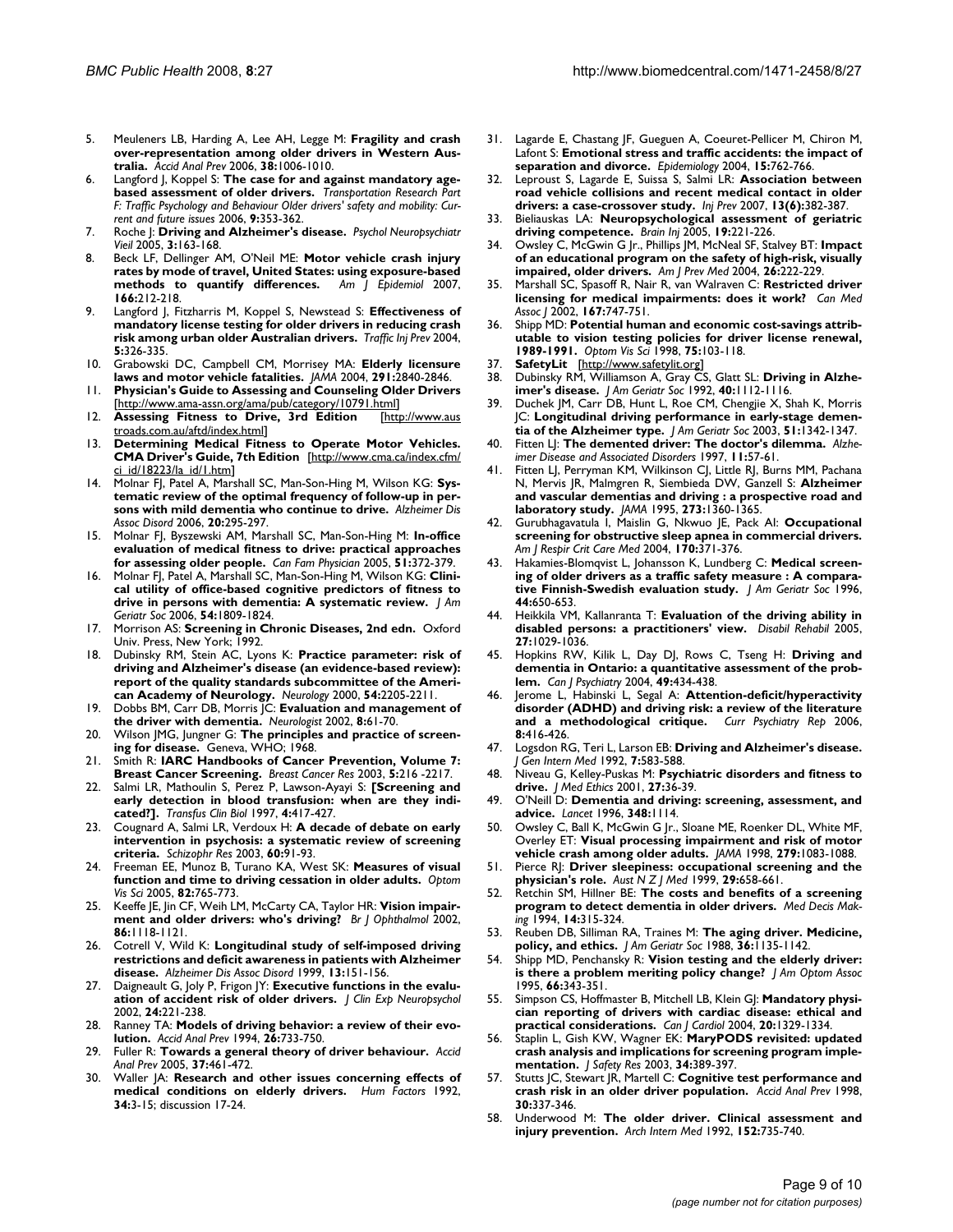5. Meuleners LB, Harding A, Lee AH, Legge M: **Fragility and crash over-representation among older drivers in Western Australia.** *Accid Anal Prev* 2006, **38:**1006-1010.
6. Langford J, Koppel S: **The case for and against mandatory age-based assessment of older drivers.** *Transportation Research Part F: Traffic Psychology and Behaviour Older drivers' safety and mobility: Current and future issues* 2006, **9:**353-362.
7. Roche J: **Driving and Alzheimer's disease.** *Psychol Neuropsychiatr Vieil* 2005, **3:**163-168.
8. Beck LF, Dellinger AM, O'Neil ME: **Motor vehicle crash injury rates by mode of travel, United States: using exposure-based methods to quantify differences.** *Am J Epidemiol* 2007, **166:**212-218.
9. Langford J, Fitzharris M, Koppel S, Newstead S: **Effectiveness of mandatory license testing for older drivers in reducing crash risk among urban older Australian drivers.** *Traffic Inj Prev* 2004, **5:**326-335.
10. Grabowski DC, Campbell CM, Morrisey MA: **Elderly licensure laws and motor vehicle fatalities.** *JAMA* 2004, **291:**2840-2846.
11. **Physician's Guide to Assessing and Counseling Older Drivers** [http://www.ama-assn.org/ama/pub/category/10791.html]
12. **Assessing Fitness to Drive, 3rd Edition** [http://www.austroads.com.au/aftd/index.html]
13. **Determining Medical Fitness to Operate Motor Vehicles. CMA Driver's Guide, 7th Edition** [http://www.cma.ca/index.cfm/ci_id/18223/la_id/1.htm]
14. Molnar FJ, Patel A, Marshall SC, Man-Son-Hing M, Wilson KG: **Systematic review of the optimal frequency of follow-up in persons with mild dementia who continue to drive.** *Alzheimer Dis Assoc Disord* 2006, **20:**295-297.
15. Molnar FJ, Byszewski AM, Marshall SC, Man-Son-Hing M: **In-office evaluation of medical fitness to drive: practical approaches for assessing older people.** *Can Fam Physician* 2005, **51:**372-379.
16. Molnar FJ, Patel A, Marshall SC, Man-Son-Hing M, Wilson KG: **Clinical utility of office-based cognitive predictors of fitness to drive in persons with dementia: A systematic review.** *J Am Geriatr Soc* 2006, **54:**1809-1824.
17. Morrison AS: **Screening in Chronic Diseases, 2nd edn.** Oxford Univ. Press, New York; 1992.
18. Dubinsky RM, Stein AC, Lyons K: **Practice parameter: risk of driving and Alzheimer's disease (an evidence-based review): report of the quality standards subcommittee of the American Academy of Neurology.** *Neurology* 2000, **54:**2205-2211.
19. Dobbs BM, Carr DB, Morris JC: **Evaluation and management of the driver with dementia.** *Neurologist* 2002, **8:**61-70.
20. Wilson JMG, Jungner G: **The principles and practice of screening for disease.** Geneva, WHO; 1968.
21. Smith R: **IARC Handbooks of Cancer Prevention, Volume 7: Breast Cancer Screening.** *Breast Cancer Res* 2003, **5:**216 -2217.
22. Salmi LR, Mathoulin S, Perez P, Lawson-Ayayi S: **[Screening and early detection in blood transfusion: when are they indicated?].** *Transfus Clin Biol* 1997, **4:**417-427.
23. Cougnard A, Salmi LR, Verdoux H: **A decade of debate on early intervention in psychosis: a systematic review of screening criteria.** *Schizophr Res* 2003, **60:**91-93.
24. Freeman EE, Munoz B, Turano KA, West SK: **Measures of visual function and time to driving cessation in older adults.** *Optom Vis Sci* 2005, **82:**765-773.
25. Keeffe JE, Jin CF, Weih LM, McCarty CA, Taylor HR: **Vision impairment and older drivers: who's driving?** *Br J Ophthalmol* 2002, **86:**1118-1121.
26. Cotrell V, Wild K: **Longitudinal study of self-imposed driving restrictions and deficit awareness in patients with Alzheimer disease.** *Alzheimer Dis Assoc Disord* 1999, **13:**151-156.
27. Daigneault G, Joly P, Frigon JY: **Executive functions in the evaluation of accident risk of older drivers.** *J Clin Exp Neuropsychol* 2002, **24:**221-238.
28. Ranney TA: **Models of driving behavior: a review of their evolution.** *Accid Anal Prev* 1994, **26:**733-750.
29. Fuller R: **Towards a general theory of driver behaviour.** *Accid Anal Prev* 2005, **37:**461-472.
30. Waller JA: **Research and other issues concerning effects of medical conditions on elderly drivers.** *Hum Factors* 1992, **34:**3-15; discussion 17-24.
31. Lagarde E, Chastang JF, Gueguen A, Coeuret-Pellicer M, Chiron M, Lafont S: **Emotional stress and traffic accidents: the impact of separation and divorce.** *Epidemiology* 2004, **15:**762-766.
32. Leproust S, Lagarde E, Suissa S, Salmi LR: **Association between road vehicle collisions and recent medical contact in older drivers: a case-crossover study.** *Inj Prev* 2007, **13(6):**382-387.
33. Bieliauskas LA: **Neuropsychological assessment of geriatric driving competence.** *Brain Inj* 2005, **19:**221-226.
34. Owsley C, McGwin G Jr., Phillips JM, McNeal SF, Stalvey BT: **Impact of an educational program on the safety of high-risk, visually impaired, older drivers.** *Am J Prev Med* 2004, **26:**222-229.
35. Marshall SC, Spasoff R, Nair R, van Walraven C: **Restricted driver licensing for medical impairments: does it work?** *Can Med Assoc J* 2002, **167:**747-751.
36. Shipp MD: **Potential human and economic cost-savings attributable to vision testing policies for driver license renewal, 1989-1991.** *Optom Vis Sci* 1998, **75:**103-118.
37. **SafetyLit** [http://www.safetylit.org]
38. Dubinsky RM, Williamson A, Gray CS, Glatt SL: **Driving in Alzheimer's disease.** *J Am Geriatr Soc* 1992, **40:**1112-1116.
39. Duchek JM, Carr DB, Hunt L, Roe CM, Chengjie X, Shah K, Morris JC: **Longitudinal driving performance in early-stage dementia of the Alzheimer type.** *J Am Geriatr Soc* 2003, **51:**1342-1347.
40. Fitten LJ: **The demented driver: The doctor's dilemma.** *Alzheimer Disease and Associated Disorders* 1997, **11:**57-61.
41. Fitten LJ, Perryman KM, Wilkinson CJ, Little RJ, Burns MM, Pachana N, Mervis JR, Malmgren R, Siembieda DW, Ganzell S: **Alzheimer and vascular dementias and driving : a prospective road and laboratory study.** *JAMA* 1995, **273:**1360-1365.
42. Gurubhagavatula I, Maislin G, Nkwuo JE, Pack AI: **Occupational screening for obstructive sleep apnea in commercial drivers.** *Am J Respir Crit Care Med* 2004, **170:**371-376.
43. Hakamies-Blomqvist L, Johansson K, Lundberg C: **Medical screening of older drivers as a traffic safety measure : A comparative Finnish-Swedish evaluation study.** *J Am Geriatr Soc* 1996, **44:**650-653.
44. Heikkila VM, Kallanranta T: **Evaluation of the driving ability in disabled persons: a practitioners' view.** *Disabil Rehabil* 2005, **27:**1029-1036.
45. Hopkins RW, Kilik L, Day DJ, Rows C, Tseng H: **Driving and dementia in Ontario: a quantitative assessment of the problem.** *Can J Psychiatry* 2004, **49:**434-438.
46. Jerome L, Habinski L, Segal A: **Attention-deficit/hyperactivity disorder (ADHD) and driving risk: a review of the literature and a methodological critique.** *Curr Psychiatry Rep* 2006, **8:**416-426.
47. Logsdon RG, Teri L, Larson EB: **Driving and Alzheimer's disease.** *J Gen Intern Med* 1992, **7:**583-588.
48. Niveau G, Kelley-Puskas M: **Psychiatric disorders and fitness to drive.** *J Med Ethics* 2001, **27:**36-39.
49. O'Neill D: **Dementia and driving: screening, assessment, and advice.** *Lancet* 1996, **348:**1114.
50. Owsley C, Ball K, McGwin G Jr., Sloane ME, Roenker DL, White MF, Overley ET: **Visual processing impairment and risk of motor vehicle crash among older adults.** *JAMA* 1998, **279:**1083-1088.
51. Pierce RJ: **Driver sleepiness: occupational screening and the physician's role.** *Aust N Z J Med* 1999, **29:**658-661.
52. Retchin SM, Hillner BE: **The costs and benefits of a screening program to detect dementia in older drivers.** *Med Decis Making* 1994, **14:**315-324.
53. Reuben DB, Silliman RA, Traines M: **The aging driver. Medicine, policy, and ethics.** *J Am Geriatr Soc* 1988, **36:**1135-1142.
54. Shipp MD, Penchansky R: **Vision testing and the elderly driver: is there a problem meriting policy change?** *J Am Optom Assoc* 1995, **66:**343-351.
55. Simpson CS, Hoffmaster B, Mitchell LB, Klein GJ: **Mandatory physician reporting of drivers with cardiac disease: ethical and practical considerations.** *Can J Cardiol* 2004, **20:**1329-1334.
56. Staplin L, Gish KW, Wagner EK: **MaryPODS revisited: updated crash analysis and implications for screening program implementation.** *J Safety Res* 2003, **34:**389-397.
57. Stutts JC, Stewart JR, Martell C: **Cognitive test performance and crash risk in an older driver population.** *Accid Anal Prev* 1998, **30:**337-346.
58. Underwood M: **The older driver. Clinical assessment and injury prevention.** *Arch Intern Med* 1992, **152:**735-740.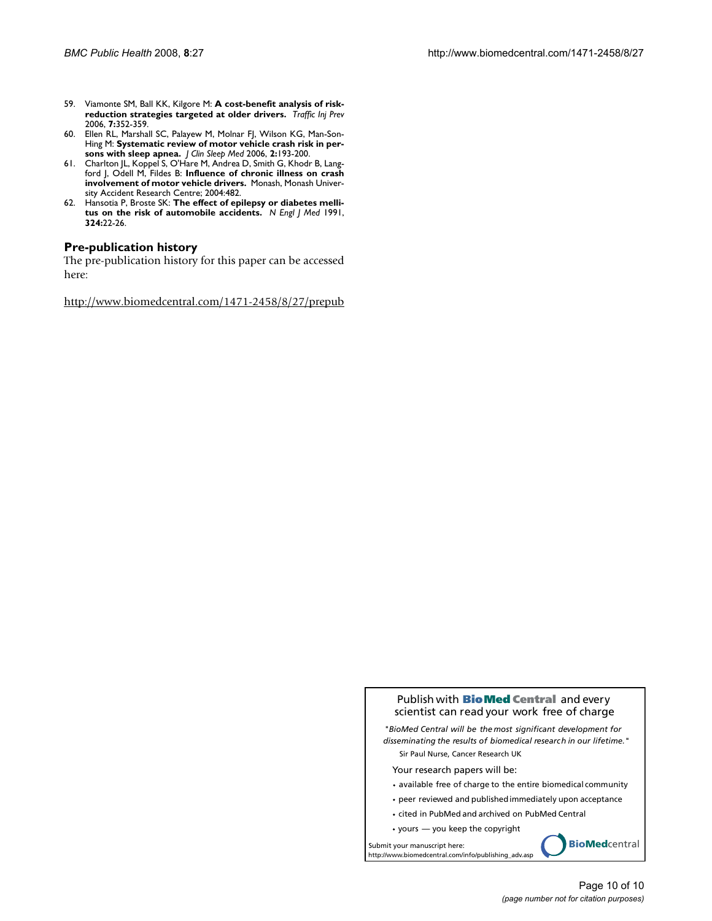59. Viamonte SM, Ball KK, Kilgore M: **A cost-benefit analysis of risk-reduction strategies targeted at older drivers.** *Traffic Inj Prev* 2006, **7:**352-359.
60. Ellen RL, Marshall SC, Palayew M, Molnar FJ, Wilson KG, Man-Son-Hing M: **Systematic review of motor vehicle crash risk in persons with sleep apnea.** *J Clin Sleep Med* 2006, **2:**193-200.
61. Charlton JL, Koppel S, O'Hare M, Andrea D, Smith G, Khodr B, Langford J, Odell M, Fildes B: **Influence of chronic illness on crash involvement of motor vehicle drivers.** Monash, Monash University Accident Research Centre; 2004:482.
62. Hansotia P, Broste SK: **The effect of epilepsy or diabetes mellitus on the risk of automobile accidents.** *N Engl J Med* 1991, **324:**22-26.

## Pre-publication history

The pre-publication history for this paper can be accessed here:

http://www.biomedcentral.com/1471-2458/8/27/prepub

Publish with **BioMed Central** and every scientist can read your work free of charge

*"BioMed Central will be the most significant development for disseminating the results of biomedical research in our lifetime."*

Sir Paul Nurse, Cancer Research UK

Your research papers will be:

- available free of charge to the entire biomedical community
- peer reviewed and published immediately upon acceptance
- cited in PubMed and archived on PubMed Central
- yours — you keep the copyright

Submit your manuscript here:
http://www.biomedcentral.com/info/publishing_adv.asp

**BioMed**central